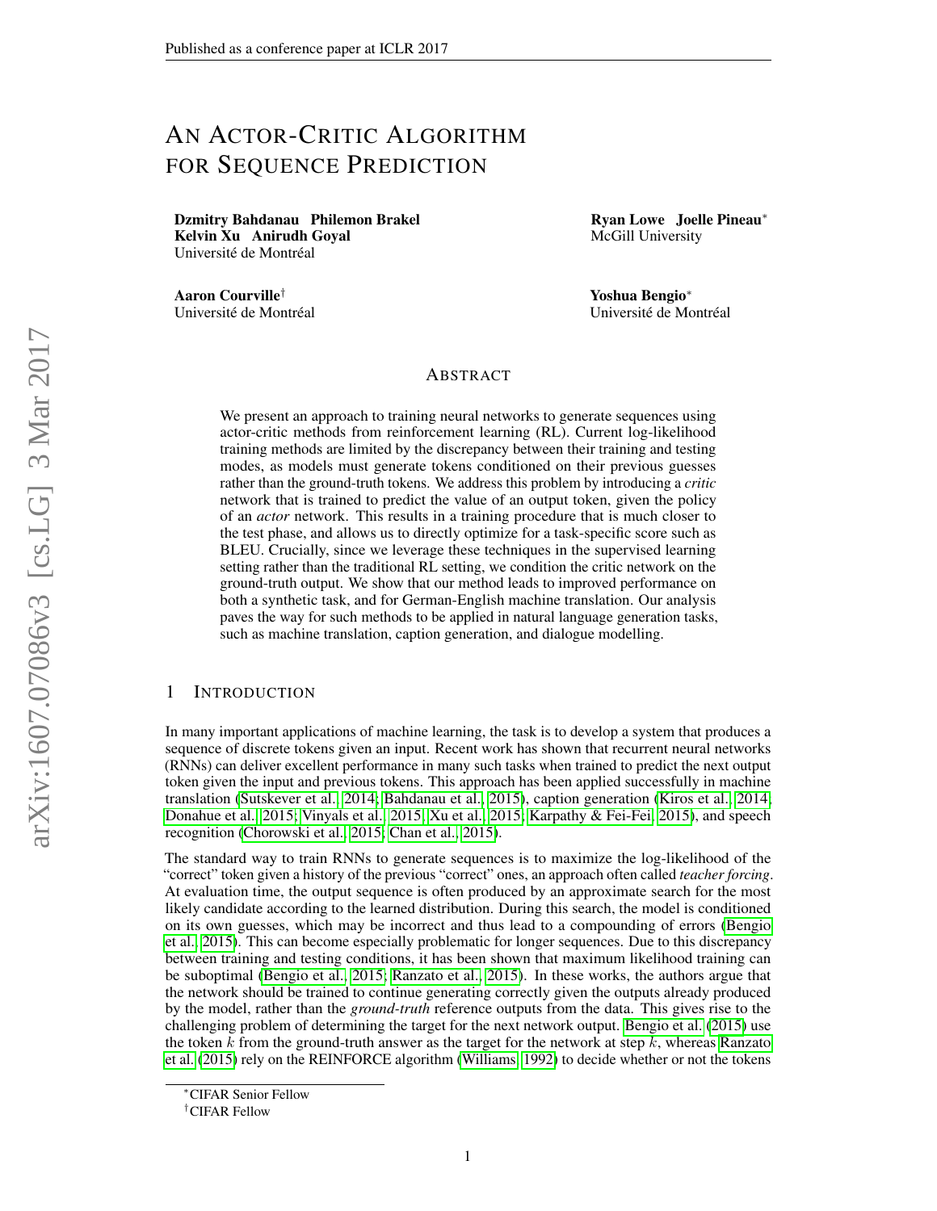# An Actor-Critic Algorithm for Sequence Prediction

**Dzmitry Bahdanau  Philemon Brakel**
**Kelvin Xu  Anirudh Goyal**
Université de Montréal

**Ryan Lowe  Joelle Pineau**[*]
McGill University

**Aaron Courville**[†]
Université de Montréal

**Yoshua Bengio**[*]
Université de Montréal

## Abstract

We present an approach to training neural networks to generate sequences using actor-critic methods from reinforcement learning (RL). Current log-likelihood training methods are limited by the discrepancy between their training and testing modes, as models must generate tokens conditioned on their previous guesses rather than the ground-truth tokens. We address this problem by introducing a *critic* network that is trained to predict the value of an output token, given the policy of an *actor* network. This results in a training procedure that is much closer to the test phase, and allows us to directly optimize for a task-specific score such as BLEU. Crucially, since we leverage these techniques in the supervised learning setting rather than the traditional RL setting, we condition the critic network on the ground-truth output. We show that our method leads to improved performance on both a synthetic task, and for German-English machine translation. Our analysis paves the way for such methods to be applied in natural language generation tasks, such as machine translation, caption generation, and dialogue modelling.

## 1 Introduction

In many important applications of machine learning, the task is to develop a system that produces a sequence of discrete tokens given an input. Recent work has shown that recurrent neural networks (RNNs) can deliver excellent performance in many such tasks when trained to predict the next output token given the input and previous tokens. This approach has been applied successfully in machine translation (Sutskever et al., 2014; Bahdanau et al., 2015), caption generation (Kiros et al., 2014; Donahue et al., 2015; Vinyals et al., 2015; Xu et al., 2015; Karpathy & Fei-Fei, 2015), and speech recognition (Chorowski et al., 2015; Chan et al., 2015).

The standard way to train RNNs to generate sequences is to maximize the log-likelihood of the "correct" token given a history of the previous "correct" ones, an approach often called *teacher forcing*. At evaluation time, the output sequence is often produced by an approximate search for the most likely candidate according to the learned distribution. During this search, the model is conditioned on its own guesses, which may be incorrect and thus lead to a compounding of errors (Bengio et al., 2015). This can become especially problematic for longer sequences. Due to this discrepancy between training and testing conditions, it has been shown that maximum likelihood training can be suboptimal (Bengio et al., 2015; Ranzato et al., 2015). In these works, the authors argue that the network should be trained to continue generating correctly given the outputs already produced by the model, rather than the *ground-truth* reference outputs from the data. This gives rise to the challenging problem of determining the target for the next network output. Bengio et al. (2015) use the token $k$ from the ground-truth answer as the target for the network at step $k$, whereas Ranzato et al. (2015) rely on the REINFORCE algorithm (Williams, 1992) to decide whether or not the tokens

[*]CIFAR Senior Fellow
[†]CIFAR Fellow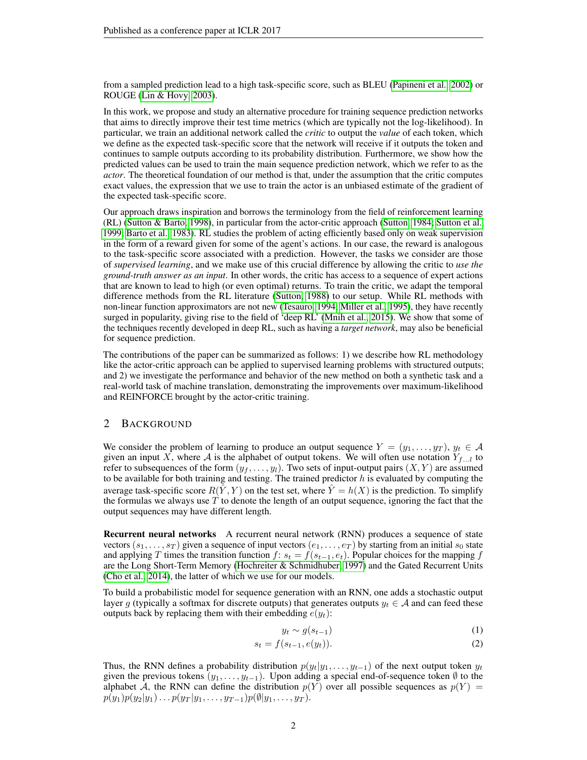from a sampled prediction lead to a high task-specific score, such as BLEU (Papineni et al., 2002) or ROUGE (Lin & Hovy, 2003).

In this work, we propose and study an alternative procedure for training sequence prediction networks that aims to directly improve their test time metrics (which are typically not the log-likelihood). In particular, we train an additional network called the *critic* to output the *value* of each token, which we define as the expected task-specific score that the network will receive if it outputs the token and continues to sample outputs according to its probability distribution. Furthermore, we show how the predicted values can be used to train the main sequence prediction network, which we refer to as the *actor*. The theoretical foundation of our method is that, under the assumption that the critic computes exact values, the expression that we use to train the actor is an unbiased estimate of the gradient of the expected task-specific score.

Our approach draws inspiration and borrows the terminology from the field of reinforcement learning (RL) (Sutton & Barto, 1998), in particular from the actor-critic approach (Sutton, 1984; Sutton et al., 1999; Barto et al., 1983). RL studies the problem of acting efficiently based only on weak supervision in the form of a reward given for some of the agent's actions. In our case, the reward is analogous to the task-specific score associated with a prediction. However, the tasks we consider are those of *supervised learning*, and we make use of this crucial difference by allowing the critic to *use the ground-truth answer as an input*. In other words, the critic has access to a sequence of expert actions that are known to lead to high (or even optimal) returns. To train the critic, we adapt the temporal difference methods from the RL literature (Sutton, 1988) to our setup. While RL methods with non-linear function approximators are not new (Tesauro, 1994; Miller et al., 1995), they have recently surged in popularity, giving rise to the field of 'deep RL' (Mnih et al., 2015). We show that some of the techniques recently developed in deep RL, such as having a *target network*, may also be beneficial for sequence prediction.

The contributions of the paper can be summarized as follows: 1) we describe how RL methodology like the actor-critic approach can be applied to supervised learning problems with structured outputs; and 2) we investigate the performance and behavior of the new method on both a synthetic task and a real-world task of machine translation, demonstrating the improvements over maximum-likelihood and REINFORCE brought by the actor-critic training.

## 2 Background

We consider the problem of learning to produce an output sequence $Y = (y_1, \ldots, y_T)$, $y_t \in \mathcal{A}$ given an input $X$, where $\mathcal{A}$ is the alphabet of output tokens. We will often use notation $Y_{f \ldots l}$ to refer to subsequences of the form $(y_f, \ldots, y_l)$. Two sets of input-output pairs $(X, Y)$ are assumed to be available for both training and testing. The trained predictor $h$ is evaluated by computing the average task-specific score $R(\hat{Y}, Y)$ on the test set, where $\hat{Y} = h(X)$ is the prediction. To simplify the formulas we always use $T$ to denote the length of an output sequence, ignoring the fact that the output sequences may have different length.

**Recurrent neural networks** A recurrent neural network (RNN) produces a sequence of state vectors $(s_1, \ldots, s_T)$ given a sequence of input vectors $(e_1, \ldots, e_T)$ by starting from an initial $s_0$ state and applying $T$ times the transition function $f$: $s_t = f(s_{t-1}, e_t)$. Popular choices for the mapping $f$ are the Long Short-Term Memory (Hochreiter & Schmidhuber, 1997) and the Gated Recurrent Units (Cho et al., 2014), the latter of which we use for our models.

To build a probabilistic model for sequence generation with an RNN, one adds a stochastic output layer $g$ (typically a softmax for discrete outputs) that generates outputs $y_t \in \mathcal{A}$ and can feed these outputs back by replacing them with their embedding $e(y_t)$:

$$y_t \sim g(s_{t-1}) \tag{1}$$

$$s_t = f(s_{t-1}, e(y_t)). \tag{2}$$

Thus, the RNN defines a probability distribution $p(y_t | y_1, \ldots, y_{t-1})$ of the next output token $y_t$ given the previous tokens $(y_1, \ldots, y_{t-1})$. Upon adding a special end-of-sequence token $\emptyset$ to the alphabet $\mathcal{A}$, the RNN can define the distribution $p(Y)$ over all possible sequences as $p(Y) = p(y_1)p(y_2|y_1) \ldots p(y_T | y_1, \ldots, y_{T-1})p(\emptyset | y_1, \ldots, y_T)$.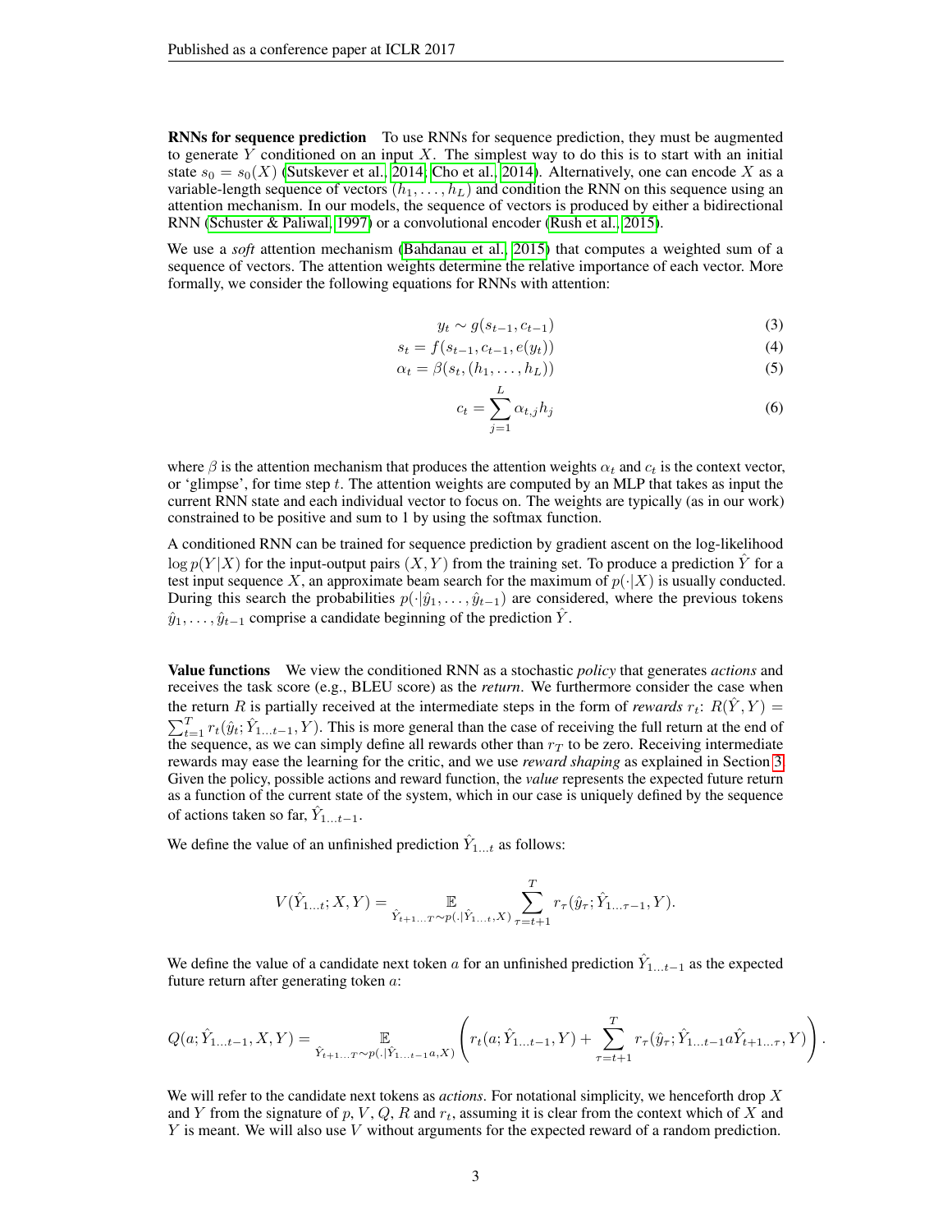**RNNs for sequence prediction** To use RNNs for sequence prediction, they must be augmented to generate $Y$ conditioned on an input $X$. The simplest way to do this is to start with an initial state $s_0 = s_0(X)$ (Sutskever et al., 2014; Cho et al., 2014). Alternatively, one can encode $X$ as a variable-length sequence of vectors $(h_1, \ldots, h_L)$ and condition the RNN on this sequence using an attention mechanism. In our models, the sequence of vectors is produced by either a bidirectional RNN (Schuster & Paliwal, 1997) or a convolutional encoder (Rush et al., 2015).

We use a *soft* attention mechanism (Bahdanau et al., 2015) that computes a weighted sum of a sequence of vectors. The attention weights determine the relative importance of each vector. More formally, we consider the following equations for RNNs with attention:

$$y_t \sim g(s_{t-1}, c_{t-1}) \tag{3}$$

$$s_t = f(s_{t-1}, c_{t-1}, e(y_t)) \tag{4}$$

$$\alpha_t = \beta(s_t, (h_1, \ldots, h_L)) \tag{5}$$

$$c_t = \sum_{j=1}^{L} \alpha_{t,j} h_j \tag{6}$$

where $\beta$ is the attention mechanism that produces the attention weights $\alpha_t$ and $c_t$ is the context vector, or 'glimpse', for time step $t$. The attention weights are computed by an MLP that takes as input the current RNN state and each individual vector to focus on. The weights are typically (as in our work) constrained to be positive and sum to 1 by using the softmax function.

A conditioned RNN can be trained for sequence prediction by gradient ascent on the log-likelihood $\log p(Y|X)$ for the input-output pairs $(X, Y)$ from the training set. To produce a prediction $\hat{Y}$ for a test input sequence $X$, an approximate beam search for the maximum of $p(\cdot|X)$ is usually conducted. During this search the probabilities $p(\cdot|\hat{y}_1, \ldots, \hat{y}_{t-1})$ are considered, where the previous tokens $\hat{y}_1, \ldots, \hat{y}_{t-1}$ comprise a candidate beginning of the prediction $\hat{Y}$.

**Value functions** We view the conditioned RNN as a stochastic *policy* that generates *actions* and receives the task score (e.g., BLEU score) as the *return*. We furthermore consider the case when the return $R$ is partially received at the intermediate steps in the form of *rewards* $r_t$: $R(\hat{Y}, Y) = \sum_{t=1}^{T} r_t(\hat{y}_t; \hat{Y}_{1\ldots t-1}, Y)$. This is more general than the case of receiving the full return at the end of the sequence, as we can simply define all rewards other than $r_T$ to be zero. Receiving intermediate rewards may ease the learning for the critic, and we use *reward shaping* as explained in Section 3. Given the policy, possible actions and reward function, the *value* represents the expected future return as a function of the current state of the system, which in our case is uniquely defined by the sequence of actions taken so far, $\hat{Y}_{1\ldots t-1}$.

We define the value of an unfinished prediction $\hat{Y}_{1\ldots t}$ as follows:

$$V(\hat{Y}_{1\ldots t}; X, Y) = \mathop{\mathbb{E}}_{\hat{Y}_{t+1\ldots T} \sim p(.|\hat{Y}_{1\ldots t}, X)} \sum_{\tau=t+1}^{T} r_\tau(\hat{y}_\tau; \hat{Y}_{1\ldots \tau-1}, Y).$$

We define the value of a candidate next token $a$ for an unfinished prediction $\hat{Y}_{1\ldots t-1}$ as the expected future return after generating token $a$:

$$Q(a; \hat{Y}_{1\ldots t-1}, X, Y) = \mathop{\mathbb{E}}_{\hat{Y}_{t+1\ldots T} \sim p(.|\hat{Y}_{1\ldots t-1}a, X)} \left( r_t(a; \hat{Y}_{1\ldots t-1}, Y) + \sum_{\tau=t+1}^{T} r_\tau(\hat{y}_\tau; \hat{Y}_{1\ldots t-1} a \hat{Y}_{t+1\ldots \tau}, Y) \right).$$

We will refer to the candidate next tokens as *actions*. For notational simplicity, we henceforth drop $X$ and $Y$ from the signature of $p$, $V$, $Q$, $R$ and $r_t$, assuming it is clear from the context which of $X$ and $Y$ is meant. We will also use $V$ without arguments for the expected reward of a random prediction.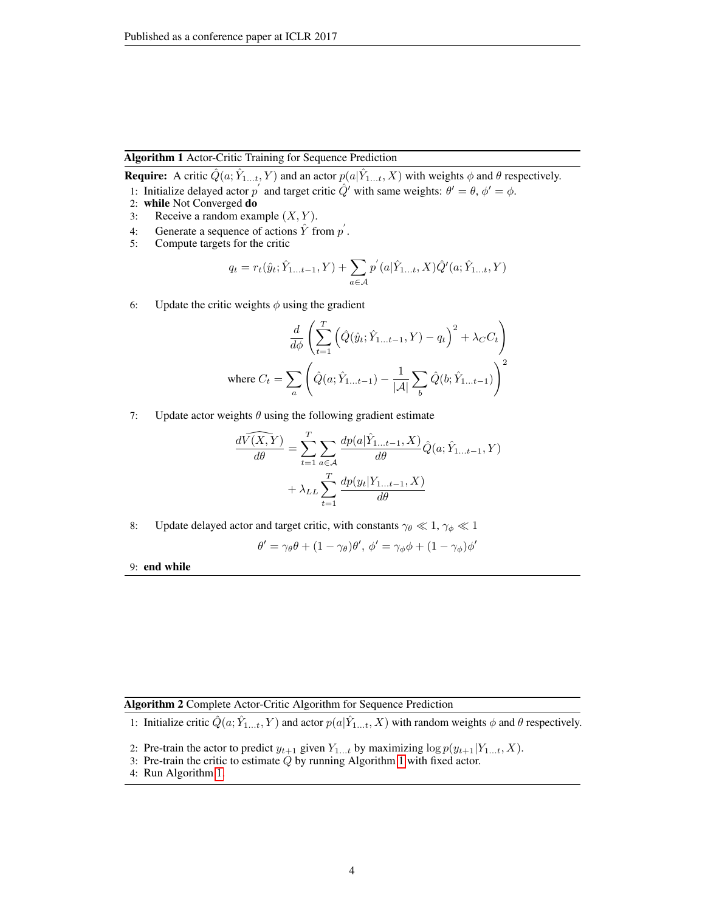**Algorithm 1** Actor-Critic Training for Sequence Prediction

**Require:** A critic $\hat{Q}(a; \hat{Y}_{1...t}, Y)$ and an actor $p(a|\hat{Y}_{1...t}, X)$ with weights $\phi$ and $\theta$ respectively.

1: Initialize delayed actor $p^{'}$ and target critic $\hat{Q}'$ with same weights: $\theta' = \theta$, $\phi' = \phi$.

2: **while** Not Converged **do**

3: Receive a random example $(X, Y)$.

4: Generate a sequence of actions $\hat{Y}$ from $p^{'}$.

5: Compute targets for the critic

$$q_t = r_t(\hat{y}_t; \hat{Y}_{1...t-1}, Y) + \sum_{a \in \mathcal{A}} p^{'}(a|\hat{Y}_{1...t}, X)\hat{Q}'(a; \hat{Y}_{1...t}, Y)$$

6: Update the critic weights $\phi$ using the gradient

$$\frac{d}{d\phi}\left(\sum_{t=1}^{T}\left(\hat{Q}(\hat{y}_t; \hat{Y}_{1...t-1}, Y) - q_t\right)^2 + \lambda_C C_t\right)$$

$$\text{where } C_t = \sum_a \left(\hat{Q}(a; \hat{Y}_{1...t-1}) - \frac{1}{|\mathcal{A}|}\sum_b \hat{Q}(b; \hat{Y}_{1...t-1})\right)^2$$

7: Update actor weights $\theta$ using the following gradient estimate

$$\frac{d\widehat{V(X,Y)}}{d\theta} = \sum_{t=1}^{T}\sum_{a \in \mathcal{A}} \frac{dp(a|\hat{Y}_{1...t-1}, X)}{d\theta}\hat{Q}(a; \hat{Y}_{1...t-1}, Y)$$

$$+ \lambda_{LL}\sum_{t=1}^{T}\frac{dp(y_t|Y_{1...t-1}, X)}{d\theta}$$

8: Update delayed actor and target critic, with constants $\gamma_\theta \ll 1$, $\gamma_\phi \ll 1$

$$\theta' = \gamma_\theta \theta + (1 - \gamma_\theta)\theta', \; \phi' = \gamma_\phi \phi + (1 - \gamma_\phi)\phi'$$

9: **end while**

**Algorithm 2** Complete Actor-Critic Algorithm for Sequence Prediction

1: Initialize critic $\hat{Q}(a; \hat{Y}_{1...t}, Y)$ and actor $p(a|\hat{Y}_{1...t}, X)$ with random weights $\phi$ and $\theta$ respectively.

2: Pre-train the actor to predict $y_{t+1}$ given $Y_{1...t}$ by maximizing $\log p(y_{t+1}|Y_{1...t}, X)$.

3: Pre-train the critic to estimate $Q$ by running Algorithm 1 with fixed actor.

4: Run Algorithm 1.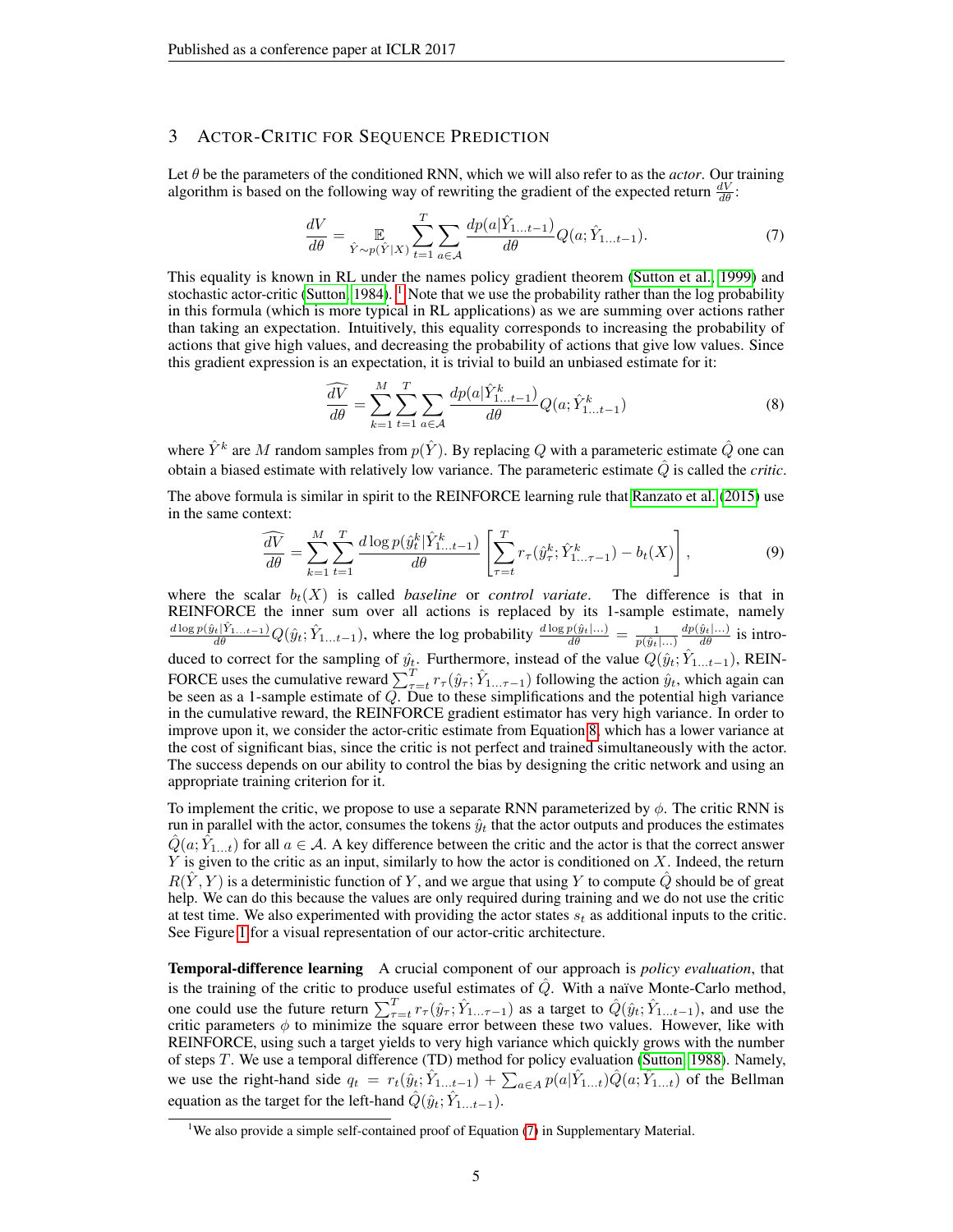## 3 ACTOR-CRITIC FOR SEQUENCE PREDICTION

Let $\theta$ be the parameters of the conditioned RNN, which we will also refer to as the *actor*. Our training algorithm is based on the following way of rewriting the gradient of the expected return $\frac{dV}{d\theta}$:

$$\frac{dV}{d\theta} = \underset{\hat{Y} \sim p(\hat{Y}|X)}{\mathbb{E}} \sum_{t=1}^{T} \sum_{a \in \mathcal{A}} \frac{dp(a|\hat{Y}_{1 \ldots t-1})}{d\theta} Q(a; \hat{Y}_{1 \ldots t-1}). \tag{7}$$

This equality is known in RL under the names policy gradient theorem (Sutton et al., 1999) and stochastic actor-critic (Sutton, 1984).[1] Note that we use the probability rather than the log probability in this formula (which is more typical in RL applications) as we are summing over actions rather than taking an expectation. Intuitively, this equality corresponds to increasing the probability of actions that give high values, and decreasing the probability of actions that give low values. Since this gradient expression is an expectation, it is trivial to build an unbiased estimate for it:

$$\widehat{\frac{dV}{d\theta}} = \sum_{k=1}^{M} \sum_{t=1}^{T} \sum_{a \in \mathcal{A}} \frac{dp(a|\hat{Y}^k_{1 \ldots t-1})}{d\theta} Q(a; \hat{Y}^k_{1 \ldots t-1}) \tag{8}$$

where $\hat{Y}^k$ are $M$ random samples from $p(\hat{Y})$. By replacing $Q$ with a parametric estimate $\hat{Q}$ one can obtain a biased estimate with relatively low variance. The parametric estimate $\hat{Q}$ is called the *critic*.

The above formula is similar in spirit to the REINFORCE learning rule that Ranzato et al. (2015) use in the same context:

$$\widehat{\frac{dV}{d\theta}} = \sum_{k=1}^{M} \sum_{t=1}^{T} \frac{d \log p(\hat{y}^k_t|\hat{Y}^k_{1 \ldots t-1})}{d\theta} \left[ \sum_{\tau=t}^{T} r_\tau(\hat{y}^k_\tau; \hat{Y}^k_{1 \ldots \tau-1}) - b_t(X) \right], \tag{9}$$

where the scalar $b_t(X)$ is called *baseline* or *control variate*. The difference is that in REINFORCE the inner sum over all actions is replaced by its 1-sample estimate, namely $\frac{d \log p(\hat{y}_t|\hat{Y}_{1 \ldots t-1})}{d\theta} Q(\hat{y}_t; \hat{Y}_{1 \ldots t-1})$, where the log probability $\frac{d \log p(\hat{y}_t|\ldots)}{d\theta} = \frac{1}{p(\hat{y}_t|\ldots)} \frac{dp(\hat{y}_t|\ldots)}{d\theta}$ is introduced to correct for the sampling of $\hat{y}_t$. Furthermore, instead of the value $Q(\hat{y}_t; \hat{Y}_{1 \ldots t-1})$, REINFORCE uses the cumulative reward $\sum_{\tau=t}^{T} r_\tau(\hat{y}_\tau; \hat{Y}_{1 \ldots \tau-1})$ following the action $\hat{y}_t$, which again can be seen as a 1-sample estimate of $Q$. Due to these simplifications and the potential high variance in the cumulative reward, the REINFORCE gradient estimator has very high variance. In order to improve upon it, we consider the actor-critic estimate from Equation 8, which has a lower variance at the cost of significant bias, since the critic is not perfect and trained simultaneously with the actor. The success depends on our ability to control the bias by designing the critic network and using an appropriate training criterion for it.

To implement the critic, we propose to use a separate RNN parameterized by $\phi$. The critic RNN is run in parallel with the actor, consumes the tokens $\hat{y}_t$ that the actor outputs and produces the estimates $\hat{Q}(a; \hat{Y}_{1 \ldots t})$ for all $a \in \mathcal{A}$. A key difference between the critic and the actor is that the correct answer $Y$ is given to the critic as an input, similarly to how the actor is conditioned on $X$. Indeed, the return $R(\hat{Y}, Y)$ is a deterministic function of $Y$, and we argue that using $Y$ to compute $\hat{Q}$ should be of great help. We can do this because the values are only required during training and we do not use the critic at test time. We also experimented with providing the actor states $s_t$ as additional inputs to the critic. See Figure 1 for a visual representation of our actor-critic architecture.

**Temporal-difference learning** A crucial component of our approach is *policy evaluation*, that is the training of the critic to produce useful estimates of $\hat{Q}$. With a naïve Monte-Carlo method, one could use the future return $\sum_{\tau=t}^{T} r_\tau(\hat{y}_\tau; \hat{Y}_{1 \ldots \tau-1})$ as a target to $\hat{Q}(\hat{y}_t; \hat{Y}_{1 \ldots t-1})$, and use the critic parameters $\phi$ to minimize the square error between these two values. However, like with REINFORCE, using such a target yields to very high variance which quickly grows with the number of steps $T$. We use a temporal difference (TD) method for policy evaluation (Sutton, 1988). Namely, we use the right-hand side $q_t = r_t(\hat{y}_t; \hat{Y}_{1 \ldots t-1}) + \sum_{a \in A} p(a|\hat{Y}_{1 \ldots t}) \hat{Q}(a; \hat{Y}_{1 \ldots t})$ of the Bellman equation as the target for the left-hand $\hat{Q}(\hat{y}_t; \hat{Y}_{1 \ldots t-1})$.

[1] We also provide a simple self-contained proof of Equation (7) in Supplementary Material.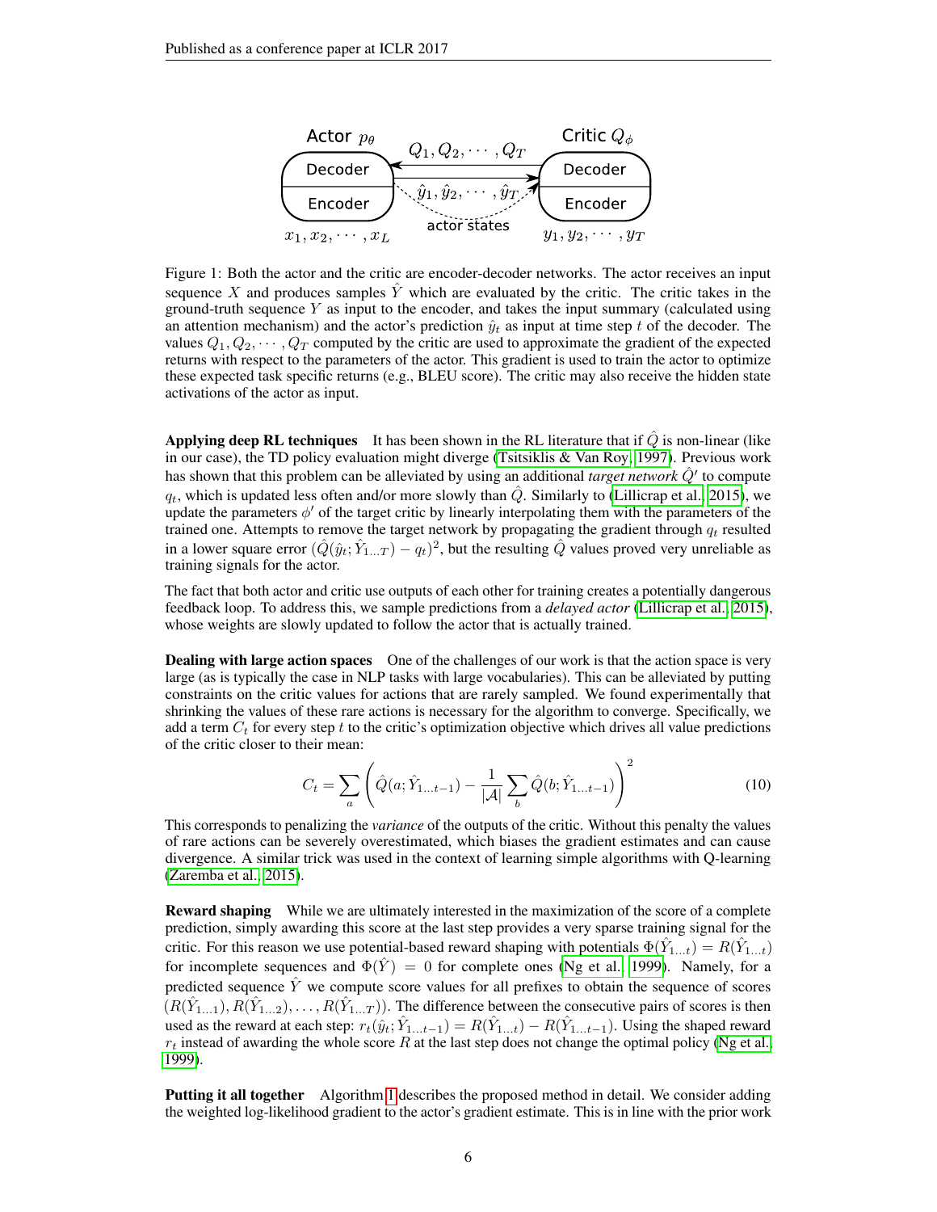Figure 1: Both the actor and the critic are encoder-decoder networks. The actor receives an input sequence $X$ and produces samples $\hat{Y}$ which are evaluated by the critic. The critic takes in the ground-truth sequence $Y$ as input to the encoder, and takes the input summary (calculated using an attention mechanism) and the actor's prediction $\hat{y}_t$ as input at time step $t$ of the decoder. The values $Q_1, Q_2, \cdots, Q_T$ computed by the critic are used to approximate the gradient of the expected returns with respect to the parameters of the actor. This gradient is used to train the actor to optimize these expected task specific returns (e.g., BLEU score). The critic may also receive the hidden state activations of the actor as input.

**Applying deep RL techniques** It has been shown in the RL literature that if $\hat{Q}$ is non-linear (like in our case), the TD policy evaluation might diverge (Tsitsiklis & Van Roy, 1997). Previous work has shown that this problem can be alleviated by using an additional *target network* $\hat{Q}'$ to compute $q_t$, which is updated less often and/or more slowly than $\hat{Q}$. Similarly to (Lillicrap et al., 2015), we update the parameters $\phi'$ of the target critic by linearly interpolating them with the parameters of the trained one. Attempts to remove the target network by propagating the gradient through $q_t$ resulted in a lower square error $(\hat{Q}(\hat{y}_t; \hat{Y}_{1...T}) - q_t)^2$, but the resulting $\hat{Q}$ values proved very unreliable as training signals for the actor.

The fact that both actor and critic use outputs of each other for training creates a potentially dangerous feedback loop. To address this, we sample predictions from a *delayed actor* (Lillicrap et al., 2015), whose weights are slowly updated to follow the actor that is actually trained.

**Dealing with large action spaces** One of the challenges of our work is that the action space is very large (as is typically the case in NLP tasks with large vocabularies). This can be alleviated by putting constraints on the critic values for actions that are rarely sampled. We found experimentally that shrinking the values of these rare actions is necessary for the algorithm to converge. Specifically, we add a term $C_t$ for every step $t$ to the critic's optimization objective which drives all value predictions of the critic closer to their mean:

$$C_t = \sum_a \left( \hat{Q}(a; \hat{Y}_{1...t-1}) - \frac{1}{|\mathcal{A}|} \sum_b \hat{Q}(b; \hat{Y}_{1...t-1}) \right)^2 \tag{10}$$

This corresponds to penalizing the *variance* of the outputs of the critic. Without this penalty the values of rare actions can be severely overestimated, which biases the gradient estimates and can cause divergence. A similar trick was used in the context of learning simple algorithms with Q-learning (Zaremba et al., 2015).

**Reward shaping** While we are ultimately interested in the maximization of the score of a complete prediction, simply awarding this score at the last step provides a very sparse training signal for the critic. For this reason we use potential-based reward shaping with potentials $\Phi(\hat{Y}_{1...t}) = R(\hat{Y}_{1...t})$ for incomplete sequences and $\Phi(\hat{Y}) = 0$ for complete ones (Ng et al., 1999). Namely, for a predicted sequence $\hat{Y}$ we compute score values for all prefixes to obtain the sequence of scores $(R(\hat{Y}_{1...1}), R(\hat{Y}_{1...2}), \ldots, R(\hat{Y}_{1...T}))$. The difference between the consecutive pairs of scores is then used as the reward at each step: $r_t(\hat{y}_t; \hat{Y}_{1...t-1}) = R(\hat{Y}_{1...t}) - R(\hat{Y}_{1...t-1})$. Using the shaped reward $r_t$ instead of awarding the whole score $R$ at the last step does not change the optimal policy (Ng et al., 1999).

**Putting it all together** Algorithm 1 describes the proposed method in detail. We consider adding the weighted log-likelihood gradient to the actor's gradient estimate. This is in line with the prior work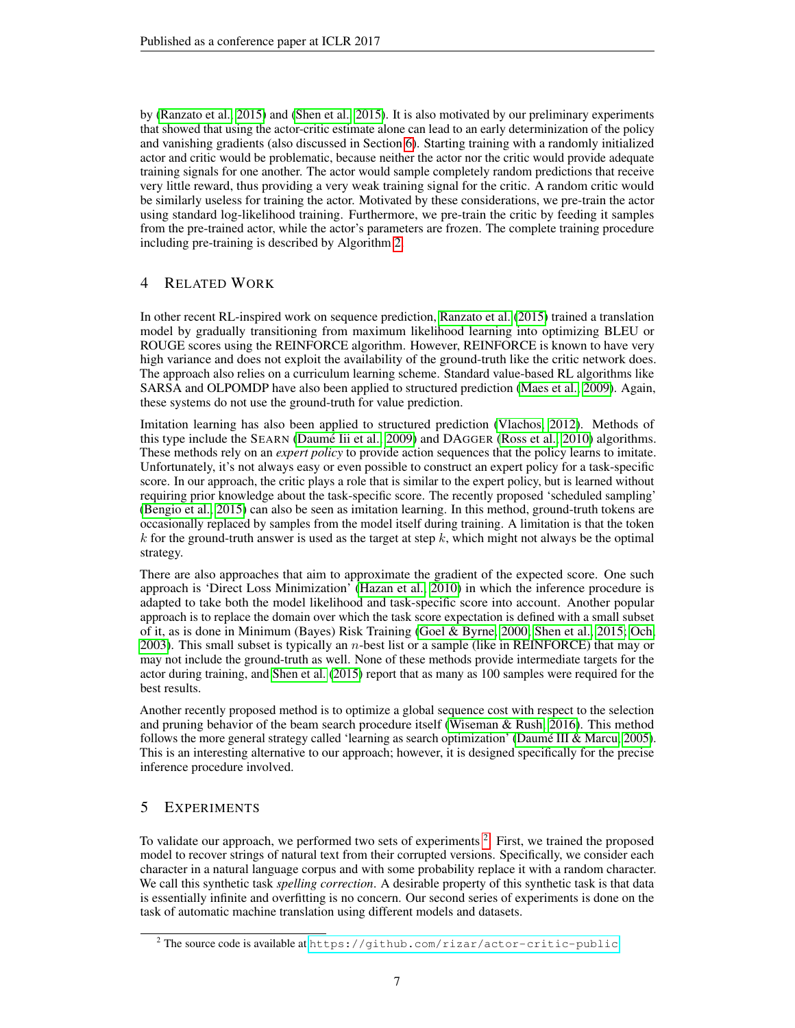by (Ranzato et al., 2015) and (Shen et al., 2015). It is also motivated by our preliminary experiments that showed that using the actor-critic estimate alone can lead to an early determinization of the policy and vanishing gradients (also discussed in Section 6). Starting training with a randomly initialized actor and critic would be problematic, because neither the actor nor the critic would provide adequate training signals for one another. The actor would sample completely random predictions that receive very little reward, thus providing a very weak training signal for the critic. A random critic would be similarly useless for training the actor. Motivated by these considerations, we pre-train the actor using standard log-likelihood training. Furthermore, we pre-train the critic by feeding it samples from the pre-trained actor, while the actor's parameters are frozen. The complete training procedure including pre-training is described by Algorithm 2.

## 4 Related Work

In other recent RL-inspired work on sequence prediction, Ranzato et al. (2015) trained a translation model by gradually transitioning from maximum likelihood learning into optimizing BLEU or ROUGE scores using the REINFORCE algorithm. However, REINFORCE is known to have very high variance and does not exploit the availability of the ground-truth like the critic network does. The approach also relies on a curriculum learning scheme. Standard value-based RL algorithms like SARSA and OLPOMDP have also been applied to structured prediction (Maes et al., 2009). Again, these systems do not use the ground-truth for value prediction.

Imitation learning has also been applied to structured prediction (Vlachos, 2012). Methods of this type include the SEARN (Daumé Iii et al., 2009) and DAGGER (Ross et al., 2010) algorithms. These methods rely on an *expert policy* to provide action sequences that the policy learns to imitate. Unfortunately, it's not always easy or even possible to construct an expert policy for a task-specific score. In our approach, the critic plays a role that is similar to the expert policy, but is learned without requiring prior knowledge about the task-specific score. The recently proposed 'scheduled sampling' (Bengio et al., 2015) can also be seen as imitation learning. In this method, ground-truth tokens are occasionally replaced by samples from the model itself during training. A limitation is that the token $k$ for the ground-truth answer is used as the target at step $k$, which might not always be the optimal strategy.

There are also approaches that aim to approximate the gradient of the expected score. One such approach is 'Direct Loss Minimization' (Hazan et al., 2010) in which the inference procedure is adapted to take both the model likelihood and task-specific score into account. Another popular approach is to replace the domain over which the task score expectation is defined with a small subset of it, as is done in Minimum (Bayes) Risk Training (Goel & Byrne, 2000; Shen et al., 2015; Och, 2003). This small subset is typically an $n$-best list or a sample (like in REINFORCE) that may or may not include the ground-truth as well. None of these methods provide intermediate targets for the actor during training, and Shen et al. (2015) report that as many as 100 samples were required for the best results.

Another recently proposed method is to optimize a global sequence cost with respect to the selection and pruning behavior of the beam search procedure itself (Wiseman & Rush, 2016). This method follows the more general strategy called 'learning as search optimization' (Daumé III & Marcu, 2005). This is an interesting alternative to our approach; however, it is designed specifically for the precise inference procedure involved.

## 5 Experiments

To validate our approach, we performed two sets of experiments [2]. First, we trained the proposed model to recover strings of natural text from their corrupted versions. Specifically, we consider each character in a natural language corpus and with some probability replace it with a random character. We call this synthetic task *spelling correction*. A desirable property of this synthetic task is that data is essentially infinite and overfitting is no concern. Our second series of experiments is done on the task of automatic machine translation using different models and datasets.

[2] The source code is available at https://github.com/rizar/actor-critic-public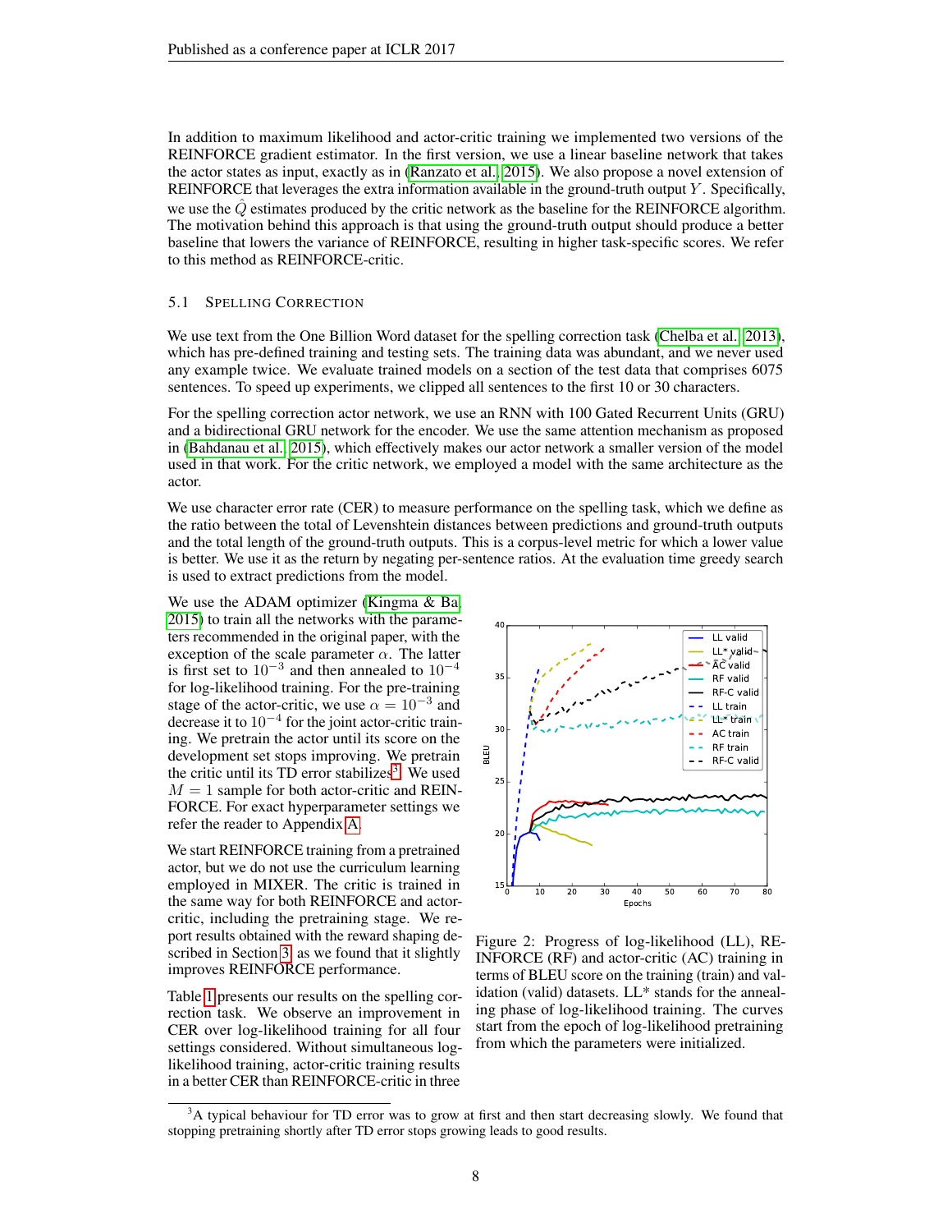In addition to maximum likelihood and actor-critic training we implemented two versions of the REINFORCE gradient estimator. In the first version, we use a linear baseline network that takes the actor states as input, exactly as in (Ranzato et al., 2015). We also propose a novel extension of REINFORCE that leverages the extra information available in the ground-truth output $Y$. Specifically, we use the $\hat{Q}$ estimates produced by the critic network as the baseline for the REINFORCE algorithm. The motivation behind this approach is that using the ground-truth output should produce a better baseline that lowers the variance of REINFORCE, resulting in higher task-specific scores. We refer to this method as REINFORCE-critic.

### 5.1 Spelling Correction

We use text from the One Billion Word dataset for the spelling correction task (Chelba et al., 2013), which has pre-defined training and testing sets. The training data was abundant, and we never used any example twice. We evaluate trained models on a section of the test data that comprises 6075 sentences. To speed up experiments, we clipped all sentences to the first 10 or 30 characters.

For the spelling correction actor network, we use an RNN with 100 Gated Recurrent Units (GRU) and a bidirectional GRU network for the encoder. We use the same attention mechanism as proposed in (Bahdanau et al., 2015), which effectively makes our actor network a smaller version of the model used in that work. For the critic network, we employed a model with the same architecture as the actor.

We use character error rate (CER) to measure performance on the spelling task, which we define as the ratio between the total of Levenshtein distances between predictions and ground-truth outputs and the total length of the ground-truth outputs. This is a corpus-level metric for which a lower value is better. We use it as the return by negating per-sentence ratios. At the evaluation time greedy search is used to extract predictions from the model.

We use the ADAM optimizer (Kingma & Ba, 2015) to train all the networks with the parameters recommended in the original paper, with the exception of the scale parameter $\alpha$. The latter is first set to $10^{-3}$ and then annealed to $10^{-4}$ for log-likelihood training. For the pre-training stage of the actor-critic, we use $\alpha = 10^{-3}$ and decrease it to $10^{-4}$ for the joint actor-critic training. We pretrain the actor until its score on the development set stops improving. We pretrain the critic until its TD error stabilizes[3]. We used $M = 1$ sample for both actor-critic and REINFORCE. For exact hyperparameter settings we refer the reader to Appendix A.

We start REINFORCE training from a pretrained actor, but we do not use the curriculum learning employed in MIXER. The critic is trained in the same way for both REINFORCE and actor-critic, including the pretraining stage. We report results obtained with the reward shaping described in Section 3, as we found that it slightly improves REINFORCE performance.

Table 1 presents our results on the spelling correction task. We observe an improvement in CER over log-likelihood training for all four settings considered. Without simultaneous log-likelihood training, actor-critic training results in a better CER than REINFORCE-critic in three

Figure 2: Progress of log-likelihood (LL), REINFORCE (RF) and actor-critic (AC) training in terms of BLEU score on the training (train) and validation (valid) datasets. LL* stands for the annealing phase of log-likelihood training. The curves start from the epoch of log-likelihood pretraining from which the parameters were initialized.

[3] A typical behaviour for TD error was to grow at first and then start decreasing slowly. We found that stopping pretraining shortly after TD error stops growing leads to good results.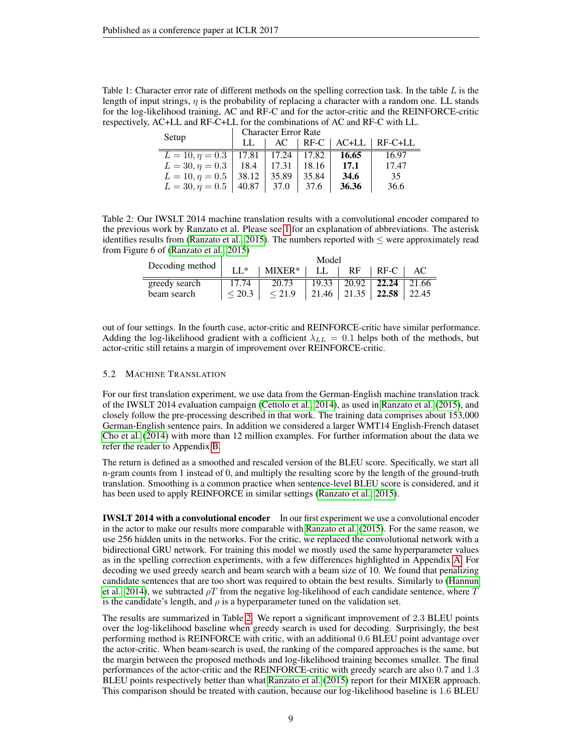Table 1: Character error rate of different methods on the spelling correction task. In the table $L$ is the length of input strings, $\eta$ is the probability of replacing a character with a random one. LL stands for the log-likelihood training, AC and RF-C and for the actor-critic and the REINFORCE-critic respectively, AC+LL and RF-C+LL for the combinations of AC and RF-C with LL.

| Setup | Character Error Rate | | | | |
|---|---|---|---|---|---|
| | LL | AC | RF-C | AC+LL | RF-C+LL |
| $L = 10, \eta = 0.3$ | 17.81 | 17.24 | 17.82 | **16.65** | 16.97 |
| $L = 30, \eta = 0.3$ | 18.4 | 17.31 | 18.16 | **17.1** | 17.47 |
| $L = 10, \eta = 0.5$ | 38.12 | 35.89 | 35.84 | **34.6** | 35 |
| $L = 30, \eta = 0.5$ | 40.87 | 37.0 | 37.6 | **36.36** | 36.6 |

Table 2: Our IWSLT 2014 machine translation results with a convolutional encoder compared to the previous work by Ranzato et al. Please see 1 for an explanation of abbreviations. The asterisk identifies results from (Ranzato et al., 2015). The numbers reported with $\leq$ were approximately read from Figure 6 of (Ranzato et al., 2015)

| Decoding method | Model | | | | | |
|---|---|---|---|---|---|---|
| | LL* | MIXER* | LL | RF | RF-C | AC |
| greedy search | 17.74 | 20.73 | 19.33 | 20.92 | **22.24** | 21.66 |
| beam search | $\leq 20.3$ | $\leq 21.9$ | 21.46 | 21.35 | **22.58** | 22.45 |

out of four settings. In the fourth case, actor-critic and REINFORCE-critic have similar performance. Adding the log-likelihood gradient with a cofficient $\lambda_{LL} = 0.1$ helps both of the methods, but actor-critic still retains a margin of improvement over REINFORCE-critic.

### 5.2 Machine Translation

For our first translation experiment, we use data from the German-English machine translation track of the IWSLT 2014 evaluation campaign (Cettolo et al., 2014), as used in Ranzato et al. (2015), and closely follow the pre-processing described in that work. The training data comprises about 153,000 German-English sentence pairs. In addition we considered a larger WMT14 English-French dataset Cho et al. (2014) with more than 12 million examples. For further information about the data we refer the reader to Appendix B.

The return is defined as a smoothed and rescaled version of the BLEU score. Specifically, we start all n-gram counts from 1 instead of 0, and multiply the resulting score by the length of the ground-truth translation. Smoothing is a common practice when sentence-level BLEU score is considered, and it has been used to apply REINFORCE in similar settings (Ranzato et al., 2015).

**IWSLT 2014 with a convolutional encoder** In our first experiment we use a convolutional encoder in the actor to make our results more comparable with Ranzato et al. (2015). For the same reason, we use 256 hidden units in the networks. For the critic, we replaced the convolutional network with a bidirectional GRU network. For training this model we mostly used the same hyperparameter values as in the spelling correction experiments, with a few differences highlighted in Appendix A. For decoding we used greedy search and beam search with a beam size of 10. We found that penalizing candidate sentences that are too short was required to obtain the best results. Similarly to (Hannun et al., 2014), we subtracted $\rho T$ from the negative log-likelihood of each candidate sentence, where $T$ is the candidate's length, and $\rho$ is a hyperparameter tuned on the validation set.

The results are summarized in Table 2. We report a significant improvement of 2.3 BLEU points over the log-likelihood baseline when greedy search is used for decoding. Surprisingly, the best performing method is REINFORCE with critic, with an additional 0.6 BLEU point advantage over the actor-critic. When beam-search is used, the ranking of the compared approaches is the same, but the margin between the proposed methods and log-likelihood training becomes smaller. The final performances of the actor-critic and the REINFORCE-critic with greedy search are also 0.7 and 1.3 BLEU points respectively better than what Ranzato et al. (2015) report for their MIXER approach. This comparison should be treated with caution, because our log-likelihood baseline is 1.6 BLEU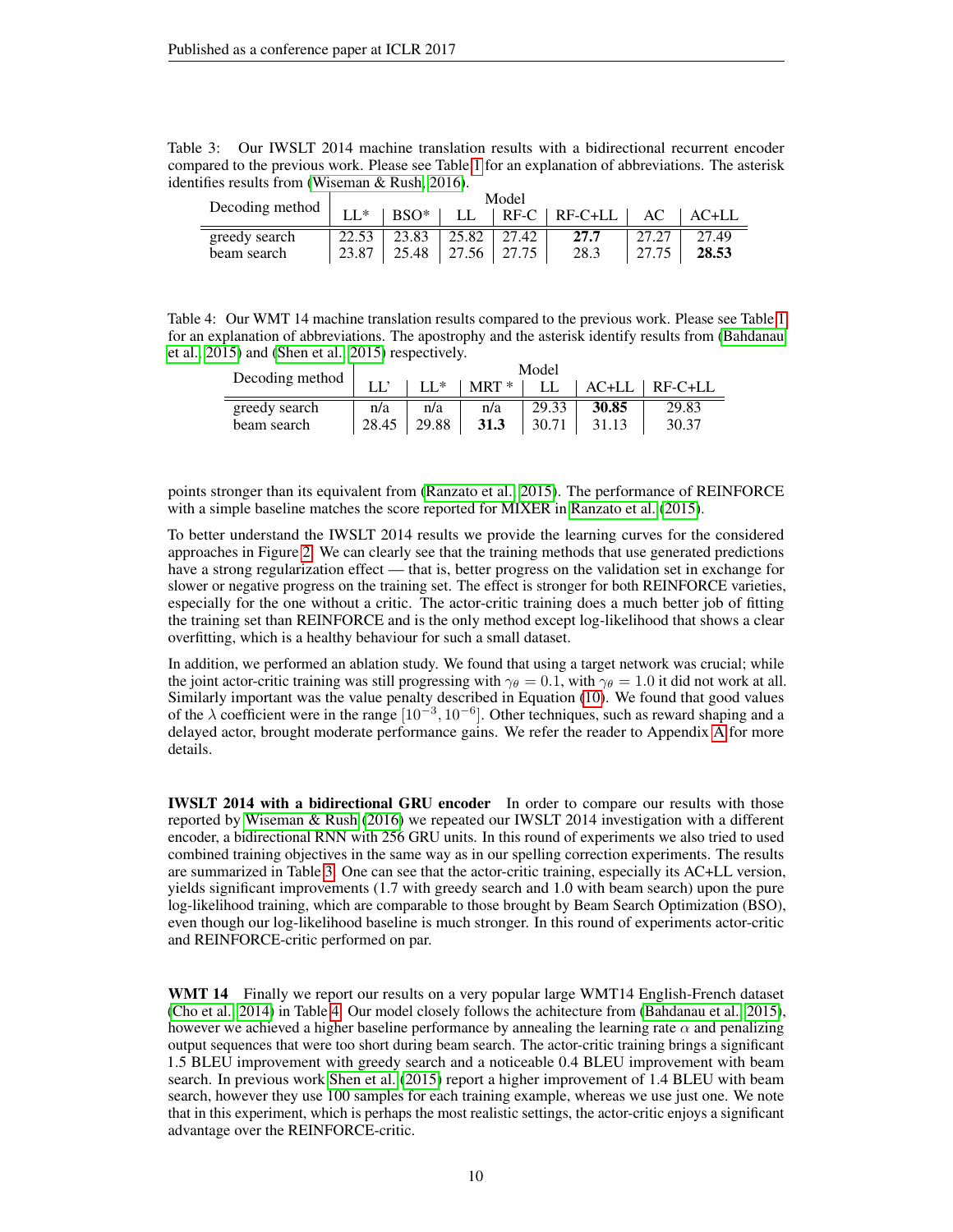Table 3: Our IWSLT 2014 machine translation results with a bidirectional recurrent encoder compared to the previous work. Please see Table 1 for an explanation of abbreviations. The asterisk identifies results from (Wiseman & Rush, 2016).

| Decoding method | Model | | | | | | |
|---|---|---|---|---|---|---|---|
| | LL* | BSO* | LL | RF-C | RF-C+LL | AC | AC+LL |
| greedy search | 22.53 | 23.83 | 25.82 | 27.42 | **27.7** | 27.27 | 27.49 |
| beam search | 23.87 | 25.48 | 27.56 | 27.75 | 28.3 | 27.75 | **28.53** |

Table 4: Our WMT 14 machine translation results compared to the previous work. Please see Table 1 for an explanation of abbreviations. The apostrophy and the asterisk identify results from (Bahdanau et al., 2015) and (Shen et al., 2015) respectively.

| Decoding method | Model | | | | | |
|---|---|---|---|---|---|---|
| | LL' | LL* | MRT * | LL | AC+LL | RF-C+LL |
| greedy search | n/a | n/a | n/a | 29.33 | **30.85** | 29.83 |
| beam search | 28.45 | 29.88 | **31.3** | 30.71 | 31.13 | 30.37 |

points stronger than its equivalent from (Ranzato et al., 2015). The performance of REINFORCE with a simple baseline matches the score reported for MIXER in Ranzato et al. (2015).

To better understand the IWSLT 2014 results we provide the learning curves for the considered approaches in Figure 2. We can clearly see that the training methods that use generated predictions have a strong regularization effect — that is, better progress on the validation set in exchange for slower or negative progress on the training set. The effect is stronger for both REINFORCE varieties, especially for the one without a critic. The actor-critic training does a much better job of fitting the training set than REINFORCE and is the only method except log-likelihood that shows a clear overfitting, which is a healthy behaviour for such a small dataset.

In addition, we performed an ablation study. We found that using a target network was crucial; while the joint actor-critic training was still progressing with $\gamma_\theta = 0.1$, with $\gamma_\theta = 1.0$ it did not work at all. Similarly important was the value penalty described in Equation (10). We found that good values of the $\lambda$ coefficient were in the range $[10^{-3}, 10^{-6}]$. Other techniques, such as reward shaping and a delayed actor, brought moderate performance gains. We refer the reader to Appendix A for more details.

**IWSLT 2014 with a bidirectional GRU encoder** In order to compare our results with those reported by Wiseman & Rush (2016) we repeated our IWSLT 2014 investigation with a different encoder, a bidirectional RNN with 256 GRU units. In this round of experiments we also tried to used combined training objectives in the same way as in our spelling correction experiments. The results are summarized in Table 3. One can see that the actor-critic training, especially its AC+LL version, yields significant improvements (1.7 with greedy search and 1.0 with beam search) upon the pure log-likelihood training, which are comparable to those brought by Beam Search Optimization (BSO), even though our log-likelihood baseline is much stronger. In this round of experiments actor-critic and REINFORCE-critic performed on par.

**WMT 14** Finally we report our results on a very popular large WMT14 English-French dataset (Cho et al., 2014) in Table 4. Our model closely follows the achitecture from (Bahdanau et al., 2015), however we achieved a higher baseline performance by annealing the learning rate $\alpha$ and penalizing output sequences that were too short during beam search. The actor-critic training brings a significant 1.5 BLEU improvement with greedy search and a noticeable 0.4 BLEU improvement with beam search. In previous work Shen et al. (2015) report a higher improvement of 1.4 BLEU with beam search, however they use 100 samples for each training example, whereas we use just one. We note that in this experiment, which is perhaps the most realistic settings, the actor-critic enjoys a significant advantage over the REINFORCE-critic.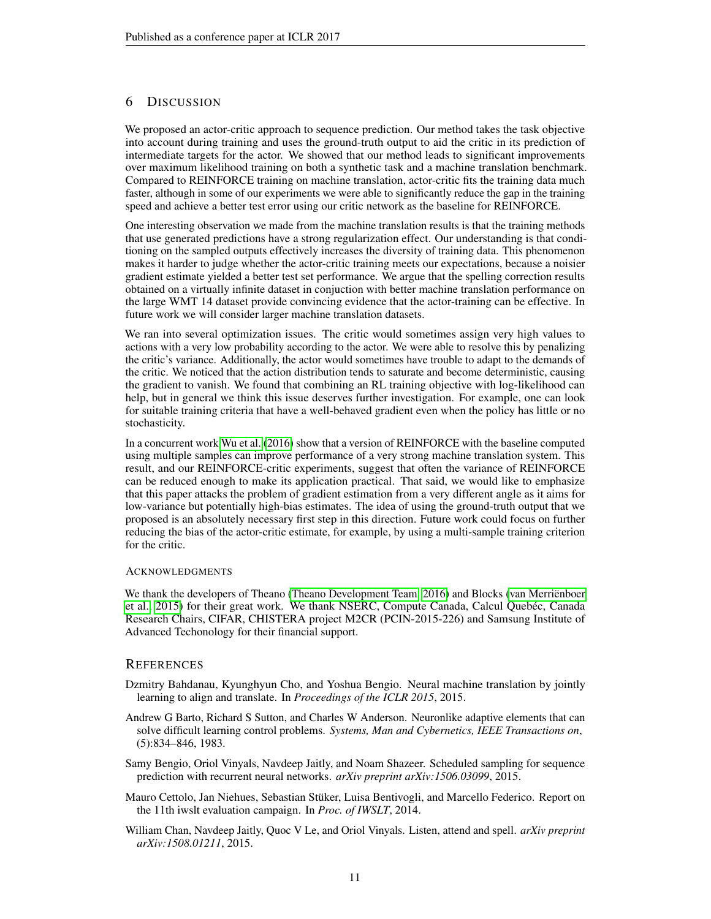# 6 DISCUSSION

We proposed an actor-critic approach to sequence prediction. Our method takes the task objective into account during training and uses the ground-truth output to aid the critic in its prediction of intermediate targets for the actor. We showed that our method leads to significant improvements over maximum likelihood training on both a synthetic task and a machine translation benchmark. Compared to REINFORCE training on machine translation, actor-critic fits the training data much faster, although in some of our experiments we were able to significantly reduce the gap in the training speed and achieve a better test error using our critic network as the baseline for REINFORCE.

One interesting observation we made from the machine translation results is that the training methods that use generated predictions have a strong regularization effect. Our understanding is that conditioning on the sampled outputs effectively increases the diversity of training data. This phenomenon makes it harder to judge whether the actor-critic training meets our expectations, because a noisier gradient estimate yielded a better test set performance. We argue that the spelling correction results obtained on a virtually infinite dataset in conjuction with better machine translation performance on the large WMT 14 dataset provide convincing evidence that the actor-training can be effective. In future work we will consider larger machine translation datasets.

We ran into several optimization issues. The critic would sometimes assign very high values to actions with a very low probability according to the actor. We were able to resolve this by penalizing the critic's variance. Additionally, the actor would sometimes have trouble to adapt to the demands of the critic. We noticed that the action distribution tends to saturate and become deterministic, causing the gradient to vanish. We found that combining an RL training objective with log-likelihood can help, but in general we think this issue deserves further investigation. For example, one can look for suitable training criteria that have a well-behaved gradient even when the policy has little or no stochasticity.

In a concurrent work Wu et al. (2016) show that a version of REINFORCE with the baseline computed using multiple samples can improve performance of a very strong machine translation system. This result, and our REINFORCE-critic experiments, suggest that often the variance of REINFORCE can be reduced enough to make its application practical. That said, we would like to emphasize that this paper attacks the problem of gradient estimation from a very different angle as it aims for low-variance but potentially high-bias estimates. The idea of using the ground-truth output that we proposed is an absolutely necessary first step in this direction. Future work could focus on further reducing the bias of the actor-critic estimate, for example, by using a multi-sample training criterion for the critic.

### ACKNOWLEDGMENTS

We thank the developers of Theano (Theano Development Team, 2016) and Blocks (van Merriënboer et al., 2015) for their great work. We thank NSERC, Compute Canada, Calcul Quebéc, Canada Research Chairs, CIFAR, CHISTERA project M2CR (PCIN-2015-226) and Samsung Institute of Advanced Techonology for their financial support.

# REFERENCES

Dzmitry Bahdanau, Kyunghyun Cho, and Yoshua Bengio. Neural machine translation by jointly learning to align and translate. In *Proceedings of the ICLR 2015*, 2015.

Andrew G Barto, Richard S Sutton, and Charles W Anderson. Neuronlike adaptive elements that can solve difficult learning control problems. *Systems, Man and Cybernetics, IEEE Transactions on*, (5):834–846, 1983.

Samy Bengio, Oriol Vinyals, Navdeep Jaitly, and Noam Shazeer. Scheduled sampling for sequence prediction with recurrent neural networks. *arXiv preprint arXiv:1506.03099*, 2015.

Mauro Cettolo, Jan Niehues, Sebastian Stüker, Luisa Bentivogli, and Marcello Federico. Report on the 11th iwslt evaluation campaign. In *Proc. of IWSLT*, 2014.

William Chan, Navdeep Jaitly, Quoc V Le, and Oriol Vinyals. Listen, attend and spell. *arXiv preprint arXiv:1508.01211*, 2015.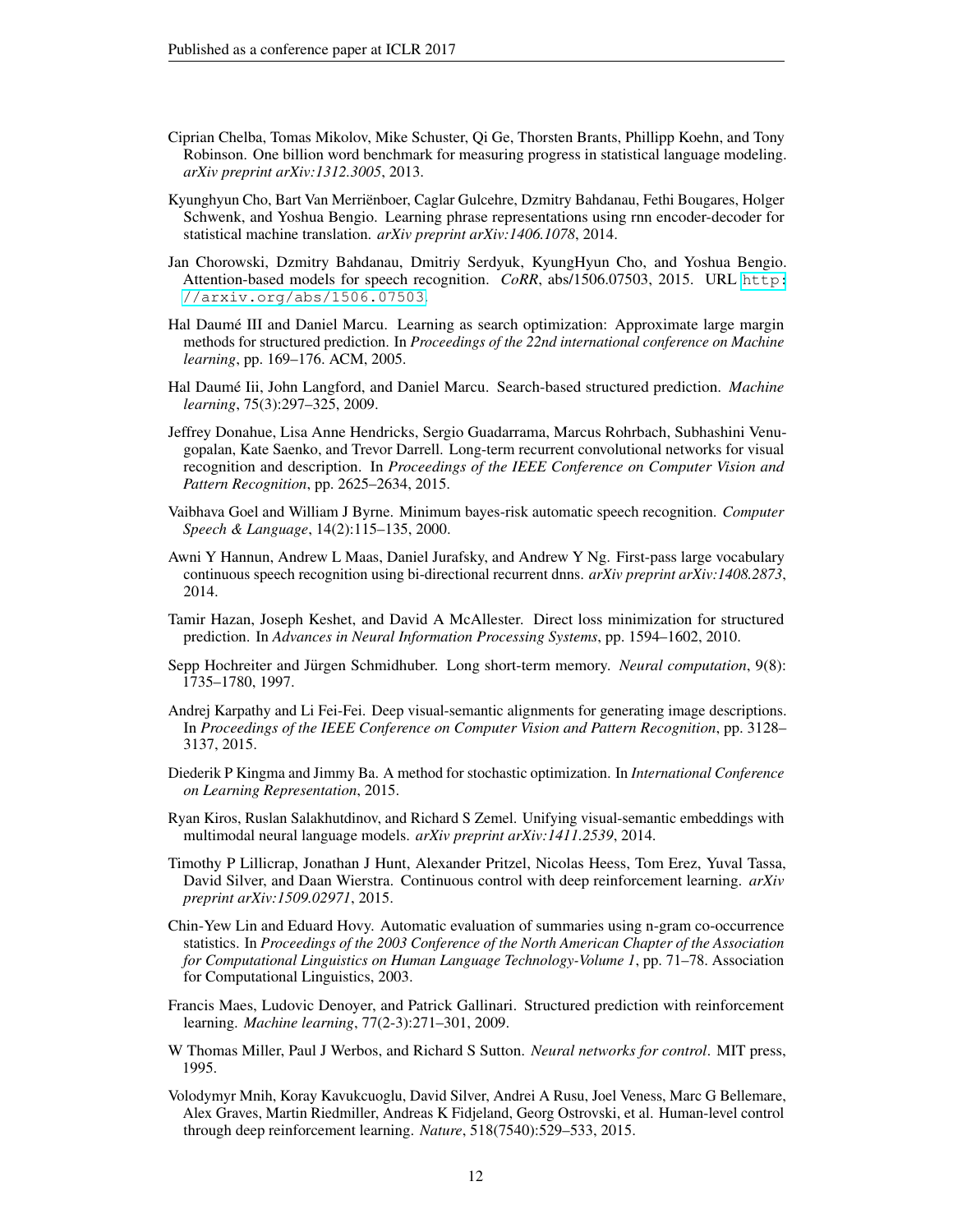Ciprian Chelba, Tomas Mikolov, Mike Schuster, Qi Ge, Thorsten Brants, Phillipp Koehn, and Tony Robinson. One billion word benchmark for measuring progress in statistical language modeling. *arXiv preprint arXiv:1312.3005*, 2013.

Kyunghyun Cho, Bart Van Merriënboer, Caglar Gulcehre, Dzmitry Bahdanau, Fethi Bougares, Holger Schwenk, and Yoshua Bengio. Learning phrase representations using rnn encoder-decoder for statistical machine translation. *arXiv preprint arXiv:1406.1078*, 2014.

Jan Chorowski, Dzmitry Bahdanau, Dmitriy Serdyuk, KyungHyun Cho, and Yoshua Bengio. Attention-based models for speech recognition. *CoRR*, abs/1506.07503, 2015. URL http://arxiv.org/abs/1506.07503.

Hal Daumé III and Daniel Marcu. Learning as search optimization: Approximate large margin methods for structured prediction. In *Proceedings of the 22nd international conference on Machine learning*, pp. 169–176. ACM, 2005.

Hal Daumé Iii, John Langford, and Daniel Marcu. Search-based structured prediction. *Machine learning*, 75(3):297–325, 2009.

Jeffrey Donahue, Lisa Anne Hendricks, Sergio Guadarrama, Marcus Rohrbach, Subhashini Venugopalan, Kate Saenko, and Trevor Darrell. Long-term recurrent convolutional networks for visual recognition and description. In *Proceedings of the IEEE Conference on Computer Vision and Pattern Recognition*, pp. 2625–2634, 2015.

Vaibhava Goel and William J Byrne. Minimum bayes-risk automatic speech recognition. *Computer Speech & Language*, 14(2):115–135, 2000.

Awni Y Hannun, Andrew L Maas, Daniel Jurafsky, and Andrew Y Ng. First-pass large vocabulary continuous speech recognition using bi-directional recurrent dnns. *arXiv preprint arXiv:1408.2873*, 2014.

Tamir Hazan, Joseph Keshet, and David A McAllester. Direct loss minimization for structured prediction. In *Advances in Neural Information Processing Systems*, pp. 1594–1602, 2010.

Sepp Hochreiter and Jürgen Schmidhuber. Long short-term memory. *Neural computation*, 9(8): 1735–1780, 1997.

Andrej Karpathy and Li Fei-Fei. Deep visual-semantic alignments for generating image descriptions. In *Proceedings of the IEEE Conference on Computer Vision and Pattern Recognition*, pp. 3128–3137, 2015.

Diederik P Kingma and Jimmy Ba. A method for stochastic optimization. In *International Conference on Learning Representation*, 2015.

Ryan Kiros, Ruslan Salakhutdinov, and Richard S Zemel. Unifying visual-semantic embeddings with multimodal neural language models. *arXiv preprint arXiv:1411.2539*, 2014.

Timothy P Lillicrap, Jonathan J Hunt, Alexander Pritzel, Nicolas Heess, Tom Erez, Yuval Tassa, David Silver, and Daan Wierstra. Continuous control with deep reinforcement learning. *arXiv preprint arXiv:1509.02971*, 2015.

Chin-Yew Lin and Eduard Hovy. Automatic evaluation of summaries using n-gram co-occurrence statistics. In *Proceedings of the 2003 Conference of the North American Chapter of the Association for Computational Linguistics on Human Language Technology-Volume 1*, pp. 71–78. Association for Computational Linguistics, 2003.

Francis Maes, Ludovic Denoyer, and Patrick Gallinari. Structured prediction with reinforcement learning. *Machine learning*, 77(2-3):271–301, 2009.

W Thomas Miller, Paul J Werbos, and Richard S Sutton. *Neural networks for control*. MIT press, 1995.

Volodymyr Mnih, Koray Kavukcuoglu, David Silver, Andrei A Rusu, Joel Veness, Marc G Bellemare, Alex Graves, Martin Riedmiller, Andreas K Fidjeland, Georg Ostrovski, et al. Human-level control through deep reinforcement learning. *Nature*, 518(7540):529–533, 2015.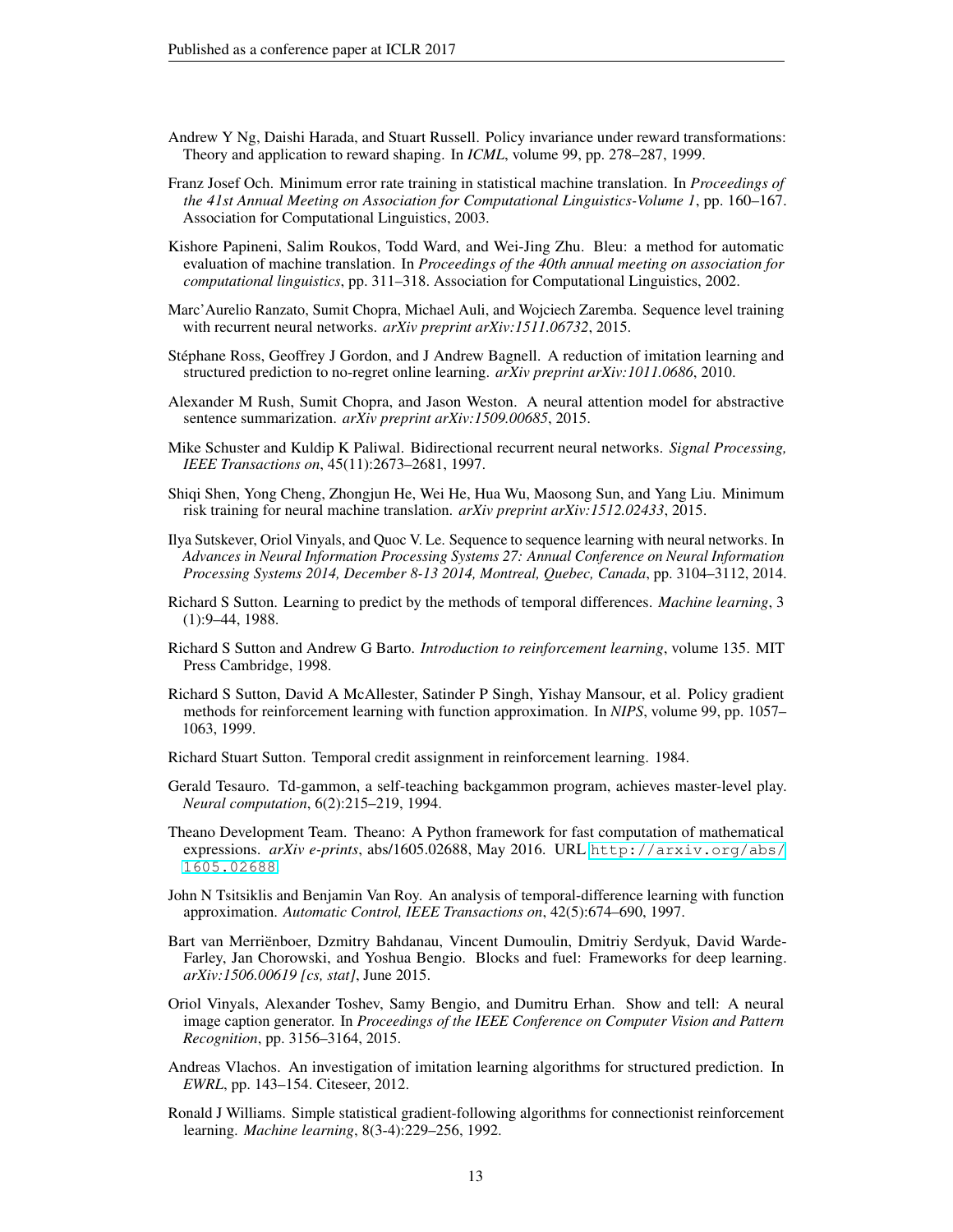Andrew Y Ng, Daishi Harada, and Stuart Russell. Policy invariance under reward transformations: Theory and application to reward shaping. In *ICML*, volume 99, pp. 278–287, 1999.

Franz Josef Och. Minimum error rate training in statistical machine translation. In *Proceedings of the 41st Annual Meeting on Association for Computational Linguistics-Volume 1*, pp. 160–167. Association for Computational Linguistics, 2003.

Kishore Papineni, Salim Roukos, Todd Ward, and Wei-Jing Zhu. Bleu: a method for automatic evaluation of machine translation. In *Proceedings of the 40th annual meeting on association for computational linguistics*, pp. 311–318. Association for Computational Linguistics, 2002.

Marc'Aurelio Ranzato, Sumit Chopra, Michael Auli, and Wojciech Zaremba. Sequence level training with recurrent neural networks. *arXiv preprint arXiv:1511.06732*, 2015.

Stéphane Ross, Geoffrey J Gordon, and J Andrew Bagnell. A reduction of imitation learning and structured prediction to no-regret online learning. *arXiv preprint arXiv:1011.0686*, 2010.

Alexander M Rush, Sumit Chopra, and Jason Weston. A neural attention model for abstractive sentence summarization. *arXiv preprint arXiv:1509.00685*, 2015.

Mike Schuster and Kuldip K Paliwal. Bidirectional recurrent neural networks. *Signal Processing, IEEE Transactions on*, 45(11):2673–2681, 1997.

Shiqi Shen, Yong Cheng, Zhongjun He, Wei He, Hua Wu, Maosong Sun, and Yang Liu. Minimum risk training for neural machine translation. *arXiv preprint arXiv:1512.02433*, 2015.

Ilya Sutskever, Oriol Vinyals, and Quoc V. Le. Sequence to sequence learning with neural networks. In *Advances in Neural Information Processing Systems 27: Annual Conference on Neural Information Processing Systems 2014, December 8-13 2014, Montreal, Quebec, Canada*, pp. 3104–3112, 2014.

Richard S Sutton. Learning to predict by the methods of temporal differences. *Machine learning*, 3 (1):9–44, 1988.

Richard S Sutton and Andrew G Barto. *Introduction to reinforcement learning*, volume 135. MIT Press Cambridge, 1998.

Richard S Sutton, David A McAllester, Satinder P Singh, Yishay Mansour, et al. Policy gradient methods for reinforcement learning with function approximation. In *NIPS*, volume 99, pp. 1057–1063, 1999.

Richard Stuart Sutton. Temporal credit assignment in reinforcement learning. 1984.

Gerald Tesauro. Td-gammon, a self-teaching backgammon program, achieves master-level play. *Neural computation*, 6(2):215–219, 1994.

Theano Development Team. Theano: A Python framework for fast computation of mathematical expressions. *arXiv e-prints*, abs/1605.02688, May 2016. URL http://arxiv.org/abs/1605.02688.

John N Tsitsiklis and Benjamin Van Roy. An analysis of temporal-difference learning with function approximation. *Automatic Control, IEEE Transactions on*, 42(5):674–690, 1997.

Bart van Merriënboer, Dzmitry Bahdanau, Vincent Dumoulin, Dmitriy Serdyuk, David Warde-Farley, Jan Chorowski, and Yoshua Bengio. Blocks and fuel: Frameworks for deep learning. *arXiv:1506.00619 [cs, stat]*, June 2015.

Oriol Vinyals, Alexander Toshev, Samy Bengio, and Dumitru Erhan. Show and tell: A neural image caption generator. In *Proceedings of the IEEE Conference on Computer Vision and Pattern Recognition*, pp. 3156–3164, 2015.

Andreas Vlachos. An investigation of imitation learning algorithms for structured prediction. In *EWRL*, pp. 143–154. Citeseer, 2012.

Ronald J Williams. Simple statistical gradient-following algorithms for connectionist reinforcement learning. *Machine learning*, 8(3-4):229–256, 1992.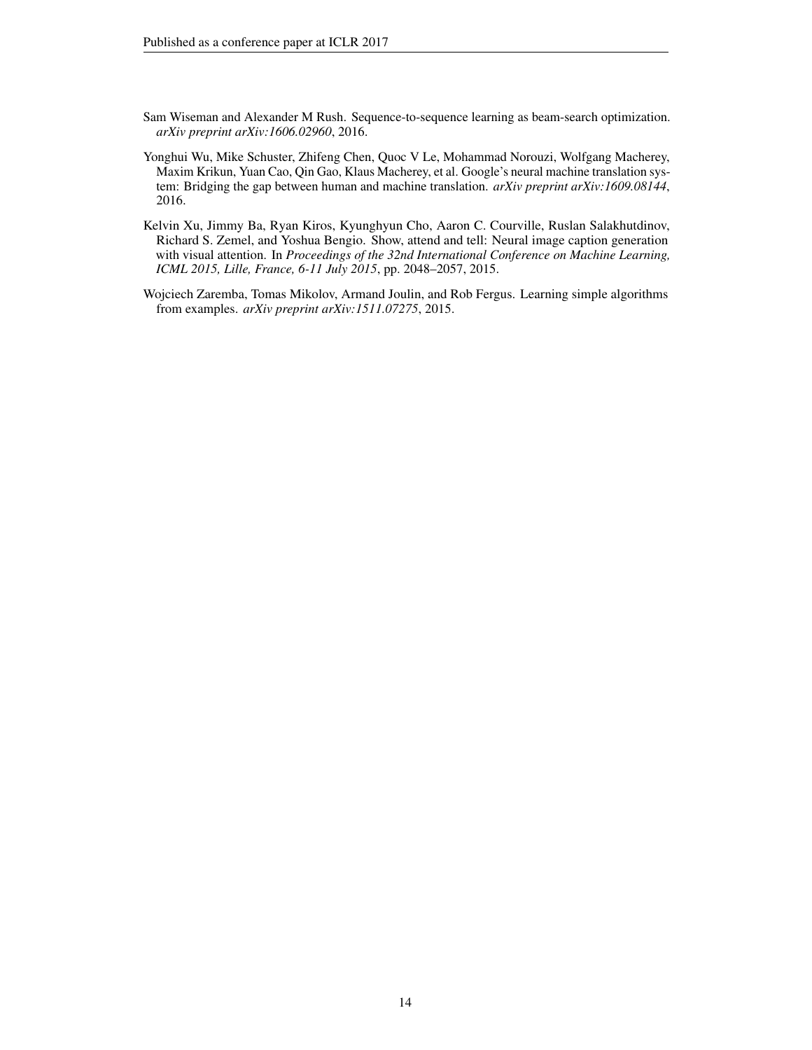Sam Wiseman and Alexander M Rush. Sequence-to-sequence learning as beam-search optimization. *arXiv preprint arXiv:1606.02960*, 2016.

Yonghui Wu, Mike Schuster, Zhifeng Chen, Quoc V Le, Mohammad Norouzi, Wolfgang Macherey, Maxim Krikun, Yuan Cao, Qin Gao, Klaus Macherey, et al. Google's neural machine translation system: Bridging the gap between human and machine translation. *arXiv preprint arXiv:1609.08144*, 2016.

Kelvin Xu, Jimmy Ba, Ryan Kiros, Kyunghyun Cho, Aaron C. Courville, Ruslan Salakhutdinov, Richard S. Zemel, and Yoshua Bengio. Show, attend and tell: Neural image caption generation with visual attention. In *Proceedings of the 32nd International Conference on Machine Learning, ICML 2015, Lille, France, 6-11 July 2015*, pp. 2048–2057, 2015.

Wojciech Zaremba, Tomas Mikolov, Armand Joulin, and Rob Fergus. Learning simple algorithms from examples. *arXiv preprint arXiv:1511.07275*, 2015.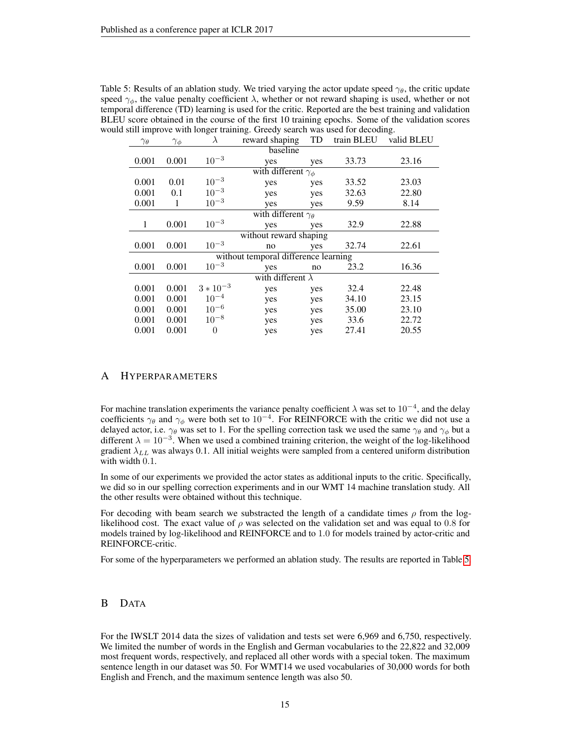Table 5: Results of an ablation study. We tried varying the actor update speed $\gamma_\theta$, the critic update speed $\gamma_\phi$, the value penalty coefficient $\lambda$, whether or not reward shaping is used, whether or not temporal difference (TD) learning is used for the critic. Reported are the best training and validation BLEU score obtained in the course of the first 10 training epochs. Some of the validation scores would still improve with longer training. Greedy search was used for decoding.

| $\gamma_\theta$ | $\gamma_\phi$ | $\lambda$ | reward shaping | TD | train BLEU | valid BLEU |
|---|---|---|---|---|---|---|
| | | | baseline | | | |
| 0.001 | 0.001 | $10^{-3}$ | yes | yes | 33.73 | 23.16 |
| | | | with different $\gamma_\phi$ | | | |
| 0.001 | 0.01 | $10^{-3}$ | yes | yes | 33.52 | 23.03 |
| 0.001 | 0.1 | $10^{-3}$ | yes | yes | 32.63 | 22.80 |
| 0.001 | 1 | $10^{-3}$ | yes | yes | 9.59 | 8.14 |
| | | | with different $\gamma_\theta$ | | | |
| 1 | 0.001 | $10^{-3}$ | yes | yes | 32.9 | 22.88 |
| | | | without reward shaping | | | |
| 0.001 | 0.001 | $10^{-3}$ | no | yes | 32.74 | 22.61 |
| | | | without temporal difference learning | | | |
| 0.001 | 0.001 | $10^{-3}$ | yes | no | 23.2 | 16.36 |
| | | | with different $\lambda$ | | | |
| 0.001 | 0.001 | $3 * 10^{-3}$ | yes | yes | 32.4 | 22.48 |
| 0.001 | 0.001 | $10^{-4}$ | yes | yes | 34.10 | 23.15 |
| 0.001 | 0.001 | $10^{-6}$ | yes | yes | 35.00 | 23.10 |
| 0.001 | 0.001 | $10^{-8}$ | yes | yes | 33.6 | 22.72 |
| 0.001 | 0.001 | 0 | yes | yes | 27.41 | 20.55 |

# A Hyperparameters

For machine translation experiments the variance penalty coefficient $\lambda$ was set to $10^{-4}$, and the delay coefficients $\gamma_\theta$ and $\gamma_\phi$ were both set to $10^{-4}$. For REINFORCE with the critic we did not use a delayed actor, i.e. $\gamma_\theta$ was set to 1. For the spelling correction task we used the same $\gamma_\theta$ and $\gamma_\phi$ but a different $\lambda = 10^{-3}$. When we used a combined training criterion, the weight of the log-likelihood gradient $\lambda_{LL}$ was always 0.1. All initial weights were sampled from a centered uniform distribution with width $0.1$.

In some of our experiments we provided the actor states as additional inputs to the critic. Specifically, we did so in our spelling correction experiments and in our WMT 14 machine translation study. All the other results were obtained without this technique.

For decoding with beam search we substracted the length of a candidate times $\rho$ from the log-likelihood cost. The exact value of $\rho$ was selected on the validation set and was equal to $0.8$ for models trained by log-likelihood and REINFORCE and to $1.0$ for models trained by actor-critic and REINFORCE-critic.

For some of the hyperparameters we performed an ablation study. The results are reported in Table 5.

# B Data

For the IWSLT 2014 data the sizes of validation and tests set were 6,969 and 6,750, respectively. We limited the number of words in the English and German vocabularies to the 22,822 and 32,009 most frequent words, respectively, and replaced all other words with a special token. The maximum sentence length in our dataset was 50. For WMT14 we used vocabularies of 30,000 words for both English and French, and the maximum sentence length was also 50.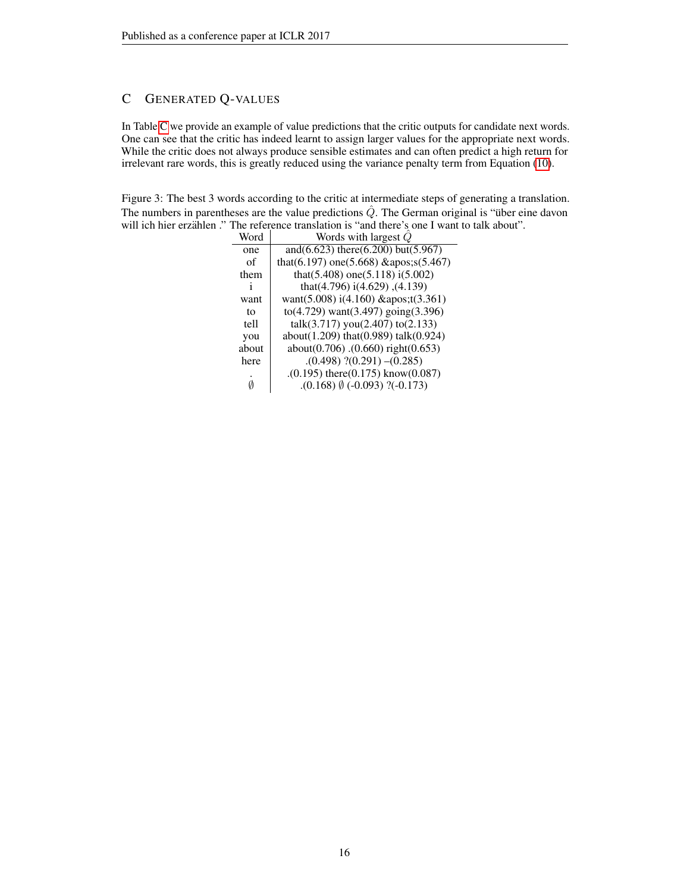## C GENERATED Q-VALUES

In Table C we provide an example of value predictions that the critic outputs for candidate next words. One can see that the critic has indeed learnt to assign larger values for the appropriate next words. While the critic does not always produce sensible estimates and can often predict a high return for irrelevant rare words, this is greatly reduced using the variance penalty term from Equation (10).

Figure 3: The best 3 words according to the critic at intermediate steps of generating a translation. The numbers in parentheses are the value predictions $\hat{Q}$. The German original is "über eine davon will ich hier erzählen ." The reference translation is "and there's one I want to talk about".

| Word | Words with largest $\hat{Q}$ |
|---|---|
| one | and(6.623) there(6.200) but(5.967) |
| of | that(6.197) one(5.668) &apos;s(5.467) |
| them | that(5.408) one(5.118) i(5.002) |
| i | that(4.796) i(4.629) ,(4.139) |
| want | want(5.008) i(4.160) &apos;t(3.361) |
| to | to(4.729) want(3.497) going(3.396) |
| tell | talk(3.717) you(2.407) to(2.133) |
| you | about(1.209) that(0.989) talk(0.924) |
| about | about(0.706) .(0.660) right(0.653) |
| here | .(0.498) ?(0.291) –(0.285) |
| . | .(0.195) there(0.175) know(0.087) |
| $\emptyset$ | .(0.168) $\emptyset$ (-0.093) ?(-0.173) |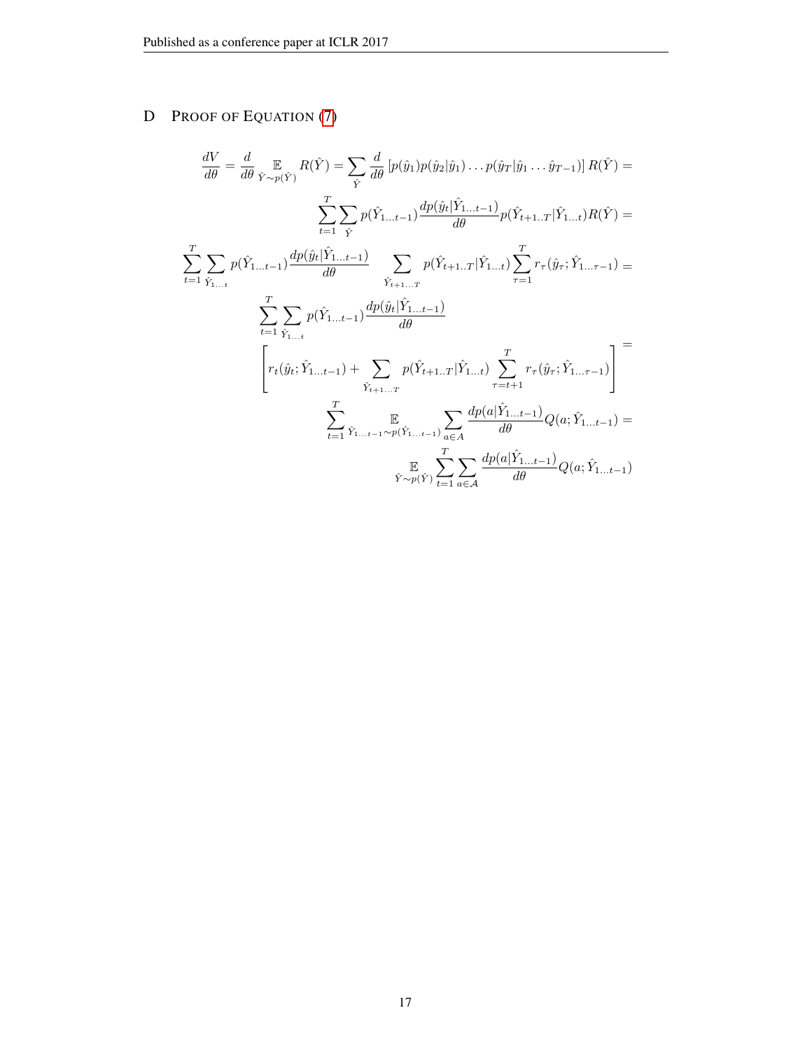## D Proof of Equation (7)

$$
\begin{aligned}
\frac{dV}{d\theta} = \frac{d}{d\theta} \mathop{\mathbb{E}}_{\hat{Y} \sim p(\hat{Y})} R(\hat{Y}) = \sum_{\hat{Y}} \frac{d}{d\theta} \left[ p(\hat{y}_1) p(\hat{y}_2|\hat{y}_1) \dots p(\hat{y}_T|\hat{y}_1 \dots \hat{y}_{T-1}) \right] R(\hat{Y}) = \\
\sum_{t=1}^{T} \sum_{\hat{Y}} p(\hat{Y}_{1 \dots t-1}) \frac{dp(\hat{y}_t|\hat{Y}_{1 \dots t-1})}{d\theta} p(\hat{Y}_{t+1..T}|\hat{Y}_{1 \dots t}) R(\hat{Y}) = \\
\sum_{t=1}^{T} \sum_{\hat{Y}_{1 \dots t}} p(\hat{Y}_{1 \dots t-1}) \frac{dp(\hat{y}_t|\hat{Y}_{1 \dots t-1})}{d\theta} \sum_{\hat{Y}_{t+1 \dots T}} p(\hat{Y}_{t+1..T}|\hat{Y}_{1 \dots t}) \sum_{\tau=1}^{T} r_\tau(\hat{y}_\tau; \hat{Y}_{1 \dots \tau-1}) = \\
\sum_{t=1}^{T} \sum_{\hat{Y}_{1 \dots t}} p(\hat{Y}_{1 \dots t-1}) \frac{dp(\hat{y}_t|\hat{Y}_{1 \dots t-1})}{d\theta} \\
\left[ r_t(\hat{y}_t; \hat{Y}_{1 \dots t-1}) + \sum_{\hat{Y}_{t+1 \dots T}} p(\hat{Y}_{t+1..T}|\hat{Y}_{1 \dots t}) \sum_{\tau=t+1}^{T} r_\tau(\hat{y}_\tau; \hat{Y}_{1 \dots \tau-1}) \right] = \\
\sum_{t=1}^{T} \mathop{\mathbb{E}}_{\hat{Y}_{1 \dots t-1} \sim p(\hat{Y}_{1 \dots t-1})} \sum_{a \in A} \frac{dp(a|\hat{Y}_{1 \dots t-1})}{d\theta} Q(a; \hat{Y}_{1 \dots t-1}) = \\
\mathop{\mathbb{E}}_{\hat{Y} \sim p(\hat{Y})} \sum_{t=1}^{T} \sum_{a \in \mathcal{A}} \frac{dp(a|\hat{Y}_{1 \dots t-1})}{d\theta} Q(a; \hat{Y}_{1 \dots t-1})
\end{aligned}
$$